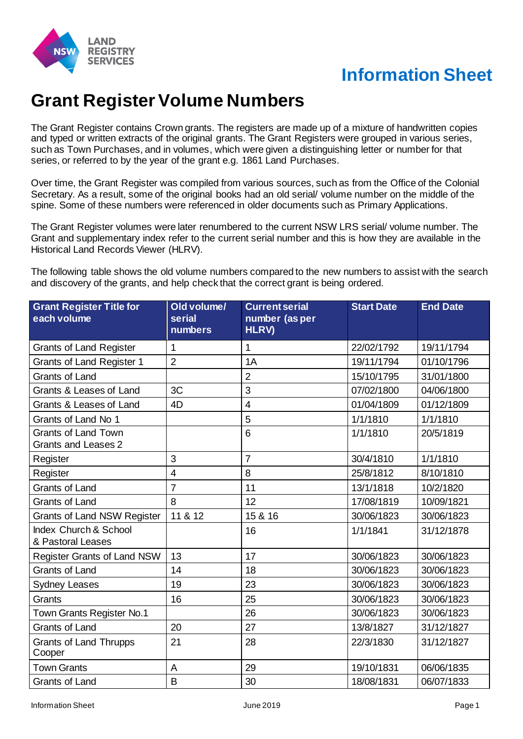Information Sheet

# Grant Register Volume Numbers

The Grant Register contains Crown grants. The registers are made up of a mixture of handwritten copies and typed or written extracts of the original grants. The Grant Registers were grouped in various series, such as Town Purchases, and in volumes, which were given a distinguishing letter or number for that series, or referred to by the year of the grant e.g. 1861 Land Purchases.

Over time, the Grant Register was compiled from various sources, such as from the Office of the Colonial Secretary. As a result, some of the original books had an old serial/ volume number on the middle of the spine. Some of these numbers were referenced in older documents such as Primary Applications.

The Grant Register volumes were later renumbered to the current NSW LRS serial/ volume number. The Grant and supplementary index refer to the current serial number and this is how they are available in the Historical Land Records Viewer (HLRV).

The following table shows the old volume numbers compared to the new numbers to assist with the search and discovery of the grants, and help check that the correct grant is being ordered.

| Grant Register Title for each volume | Old volume/ serial numbers | Current serial number (as per HLRV) | Start Date | End Date |
|---|---|---|---|---|
| Grants of Land Register | 1 | 1 | 22/02/1792 | 19/11/1794 |
| Grants of Land Register 1 | 2 | 1A | 19/11/1794 | 01/10/1796 |
| Grants of Land | | 2 | 15/10/1795 | 31/01/1800 |
| Grants & Leases of Land | 3C | 3 | 07/02/1800 | 04/06/1800 |
| Grants & Leases of Land | 4D | 4 | 01/04/1809 | 01/12/1809 |
| Grants of Land No 1 | | 5 | 1/1/1810 | 1/1/1810 |
| Grants of Land Town Grants and Leases 2 | | 6 | 1/1/1810 | 20/5/1819 |
| Register | 3 | 7 | 30/4/1810 | 1/1/1810 |
| Register | 4 | 8 | 25/8/1812 | 8/10/1810 |
| Grants of Land | 7 | 11 | 13/1/1818 | 10/2/1820 |
| Grants of Land | 8 | 12 | 17/08/1819 | 10/09/1821 |
| Grants of Land NSW Register | 11 & 12 | 15 & 16 | 30/06/1823 | 30/06/1823 |
| Index Church & School & Pastoral Leases | | 16 | 1/1/1841 | 31/12/1878 |
| Register Grants of Land NSW | 13 | 17 | 30/06/1823 | 30/06/1823 |
| Grants of Land | 14 | 18 | 30/06/1823 | 30/06/1823 |
| Sydney Leases | 19 | 23 | 30/06/1823 | 30/06/1823 |
| Grants | 16 | 25 | 30/06/1823 | 30/06/1823 |
| Town Grants Register No.1 | | 26 | 30/06/1823 | 30/06/1823 |
| Grants of Land | 20 | 27 | 13/8/1827 | 31/12/1827 |
| Grants of Land Thrupps Cooper | 21 | 28 | 22/3/1830 | 31/12/1827 |
| Town Grants | A | 29 | 19/10/1831 | 06/06/1835 |
| Grants of Land | B | 30 | 18/08/1831 | 06/07/1833 |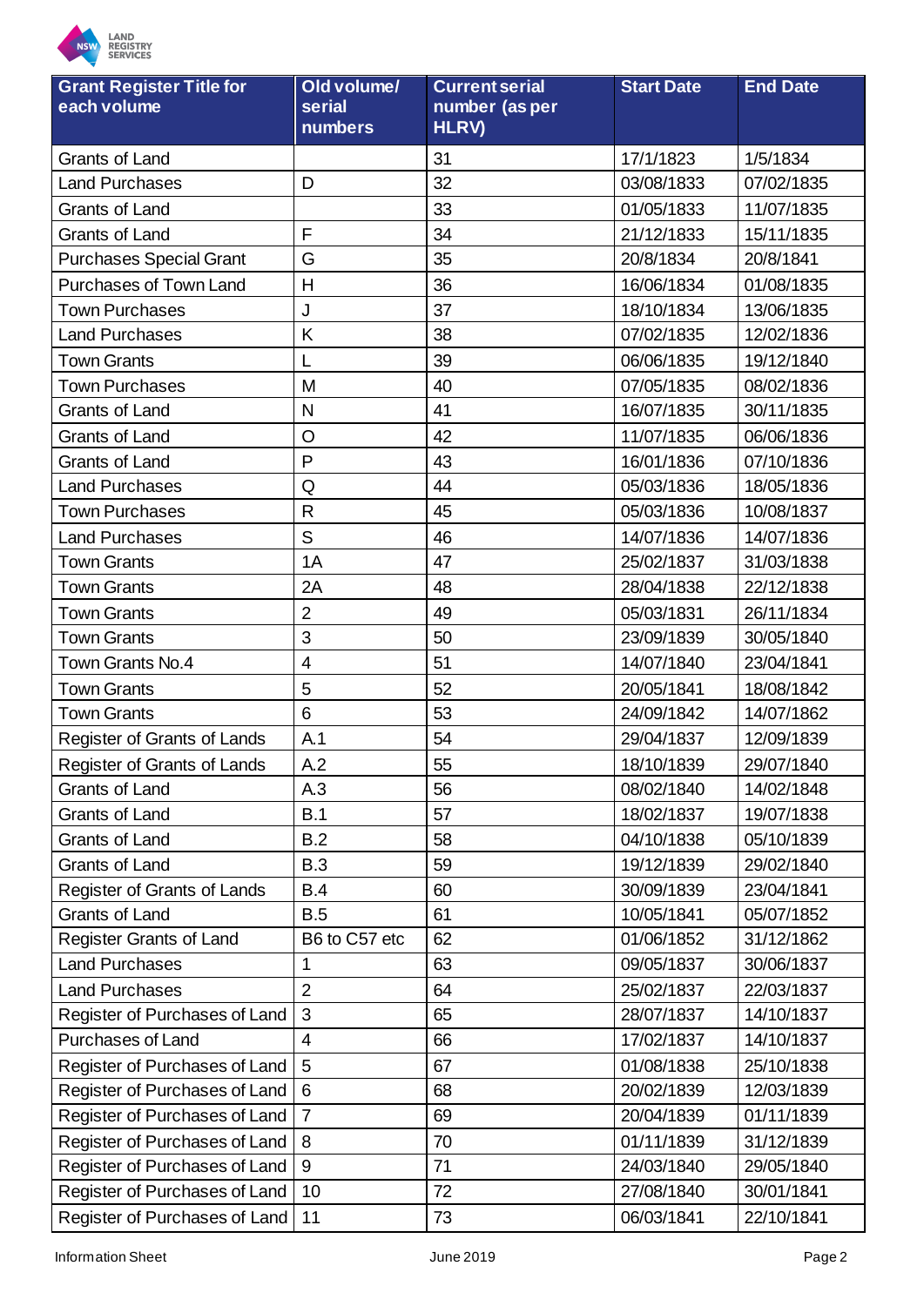| Grant Register Title for each volume | Old volume/ serial numbers | Current serial number (as per HLRV) | Start Date | End Date |
|---|---|---|---|---|
| Grants of Land | | 31 | 17/1/1823 | 1/5/1834 |
| Land Purchases | D | 32 | 03/08/1833 | 07/02/1835 |
| Grants of Land | | 33 | 01/05/1833 | 11/07/1835 |
| Grants of Land | F | 34 | 21/12/1833 | 15/11/1835 |
| Purchases Special Grant | G | 35 | 20/8/1834 | 20/8/1841 |
| Purchases of Town Land | H | 36 | 16/06/1834 | 01/08/1835 |
| Town Purchases | J | 37 | 18/10/1834 | 13/06/1835 |
| Land Purchases | K | 38 | 07/02/1835 | 12/02/1836 |
| Town Grants | L | 39 | 06/06/1835 | 19/12/1840 |
| Town Purchases | M | 40 | 07/05/1835 | 08/02/1836 |
| Grants of Land | N | 41 | 16/07/1835 | 30/11/1835 |
| Grants of Land | O | 42 | 11/07/1835 | 06/06/1836 |
| Grants of Land | P | 43 | 16/01/1836 | 07/10/1836 |
| Land Purchases | Q | 44 | 05/03/1836 | 18/05/1836 |
| Town Purchases | R | 45 | 05/03/1836 | 10/08/1837 |
| Land Purchases | S | 46 | 14/07/1836 | 14/07/1836 |
| Town Grants | 1A | 47 | 25/02/1837 | 31/03/1838 |
| Town Grants | 2A | 48 | 28/04/1838 | 22/12/1838 |
| Town Grants | 2 | 49 | 05/03/1831 | 26/11/1834 |
| Town Grants | 3 | 50 | 23/09/1839 | 30/05/1840 |
| Town Grants No.4 | 4 | 51 | 14/07/1840 | 23/04/1841 |
| Town Grants | 5 | 52 | 20/05/1841 | 18/08/1842 |
| Town Grants | 6 | 53 | 24/09/1842 | 14/07/1862 |
| Register of Grants of Lands | A.1 | 54 | 29/04/1837 | 12/09/1839 |
| Register of Grants of Lands | A.2 | 55 | 18/10/1839 | 29/07/1840 |
| Grants of Land | A.3 | 56 | 08/02/1840 | 14/02/1848 |
| Grants of Land | B.1 | 57 | 18/02/1837 | 19/07/1838 |
| Grants of Land | B.2 | 58 | 04/10/1838 | 05/10/1839 |
| Grants of Land | B.3 | 59 | 19/12/1839 | 29/02/1840 |
| Register of Grants of Lands | B.4 | 60 | 30/09/1839 | 23/04/1841 |
| Grants of Land | B.5 | 61 | 10/05/1841 | 05/07/1852 |
| Register Grants of Land | B6 to C57 etc | 62 | 01/06/1852 | 31/12/1862 |
| Land Purchases | 1 | 63 | 09/05/1837 | 30/06/1837 |
| Land Purchases | 2 | 64 | 25/02/1837 | 22/03/1837 |
| Register of Purchases of Land | 3 | 65 | 28/07/1837 | 14/10/1837 |
| Purchases of Land | 4 | 66 | 17/02/1837 | 14/10/1837 |
| Register of Purchases of Land | 5 | 67 | 01/08/1838 | 25/10/1838 |
| Register of Purchases of Land | 6 | 68 | 20/02/1839 | 12/03/1839 |
| Register of Purchases of Land | 7 | 69 | 20/04/1839 | 01/11/1839 |
| Register of Purchases of Land | 8 | 70 | 01/11/1839 | 31/12/1839 |
| Register of Purchases of Land | 9 | 71 | 24/03/1840 | 29/05/1840 |
| Register of Purchases of Land | 10 | 72 | 27/08/1840 | 30/01/1841 |
| Register of Purchases of Land | 11 | 73 | 06/03/1841 | 22/10/1841 |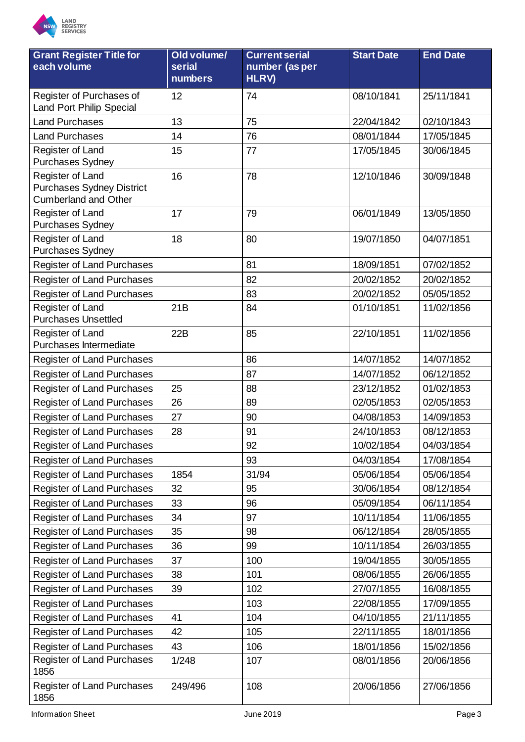| Grant Register Title for each volume | Old volume/ serial numbers | Current serial number (as per HLRV) | Start Date | End Date |
|---|---|---|---|---|
| Register of Purchases of Land Port Philip Special | 12 | 74 | 08/10/1841 | 25/11/1841 |
| Land Purchases | 13 | 75 | 22/04/1842 | 02/10/1843 |
| Land Purchases | 14 | 76 | 08/01/1844 | 17/05/1845 |
| Register of Land Purchases Sydney | 15 | 77 | 17/05/1845 | 30/06/1845 |
| Register of Land Purchases Sydney District Cumberland and Other | 16 | 78 | 12/10/1846 | 30/09/1848 |
| Register of Land Purchases Sydney | 17 | 79 | 06/01/1849 | 13/05/1850 |
| Register of Land Purchases Sydney | 18 | 80 | 19/07/1850 | 04/07/1851 |
| Register of Land Purchases | | 81 | 18/09/1851 | 07/02/1852 |
| Register of Land Purchases | | 82 | 20/02/1852 | 20/02/1852 |
| Register of Land Purchases | | 83 | 20/02/1852 | 05/05/1852 |
| Register of Land Purchases Unsettled | 21B | 84 | 01/10/1851 | 11/02/1856 |
| Register of Land Purchases Intermediate | 22B | 85 | 22/10/1851 | 11/02/1856 |
| Register of Land Purchases | | 86 | 14/07/1852 | 14/07/1852 |
| Register of Land Purchases | | 87 | 14/07/1852 | 06/12/1852 |
| Register of Land Purchases | 25 | 88 | 23/12/1852 | 01/02/1853 |
| Register of Land Purchases | 26 | 89 | 02/05/1853 | 02/05/1853 |
| Register of Land Purchases | 27 | 90 | 04/08/1853 | 14/09/1853 |
| Register of Land Purchases | 28 | 91 | 24/10/1853 | 08/12/1853 |
| Register of Land Purchases | | 92 | 10/02/1854 | 04/03/1854 |
| Register of Land Purchases | | 93 | 04/03/1854 | 17/08/1854 |
| Register of Land Purchases | 1854 | 31/94 | 05/06/1854 | 05/06/1854 |
| Register of Land Purchases | 32 | 95 | 30/06/1854 | 08/12/1854 |
| Register of Land Purchases | 33 | 96 | 05/09/1854 | 06/11/1854 |
| Register of Land Purchases | 34 | 97 | 10/11/1854 | 11/06/1855 |
| Register of Land Purchases | 35 | 98 | 06/12/1854 | 28/05/1855 |
| Register of Land Purchases | 36 | 99 | 10/11/1854 | 26/03/1855 |
| Register of Land Purchases | 37 | 100 | 19/04/1855 | 30/05/1855 |
| Register of Land Purchases | 38 | 101 | 08/06/1855 | 26/06/1855 |
| Register of Land Purchases | 39 | 102 | 27/07/1855 | 16/08/1855 |
| Register of Land Purchases | | 103 | 22/08/1855 | 17/09/1855 |
| Register of Land Purchases | 41 | 104 | 04/10/1855 | 21/11/1855 |
| Register of Land Purchases | 42 | 105 | 22/11/1855 | 18/01/1856 |
| Register of Land Purchases | 43 | 106 | 18/01/1856 | 15/02/1856 |
| Register of Land Purchases 1856 | 1/248 | 107 | 08/01/1856 | 20/06/1856 |
| Register of Land Purchases 1856 | 249/496 | 108 | 20/06/1856 | 27/06/1856 |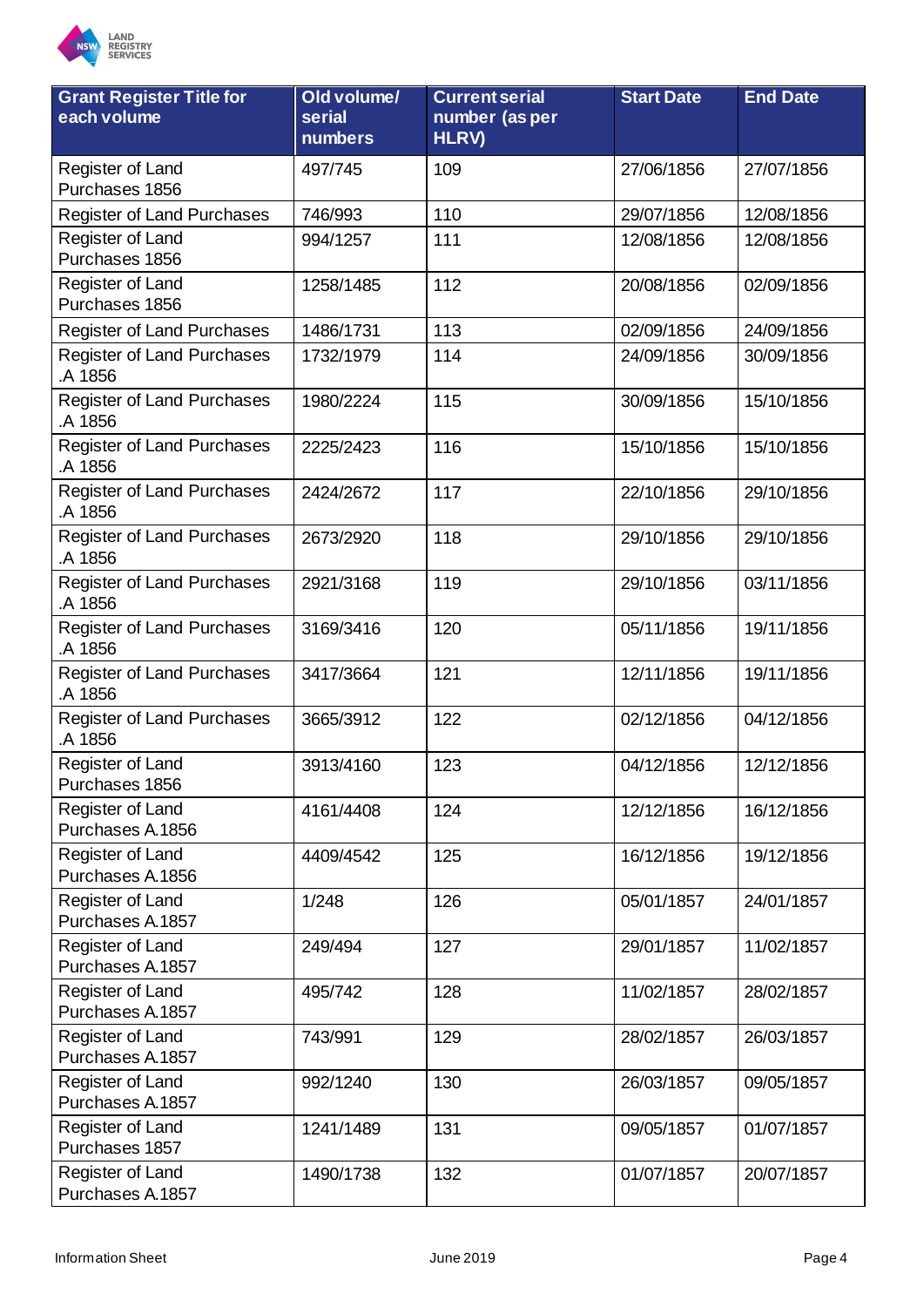| Grant Register Title for each volume | Old volume/ serial numbers | Current serial number (as per HLRV) | Start Date | End Date |
|---|---|---|---|---|
| Register of Land Purchases 1856 | 497/745 | 109 | 27/06/1856 | 27/07/1856 |
| Register of Land Purchases | 746/993 | 110 | 29/07/1856 | 12/08/1856 |
| Register of Land Purchases 1856 | 994/1257 | 111 | 12/08/1856 | 12/08/1856 |
| Register of Land Purchases 1856 | 1258/1485 | 112 | 20/08/1856 | 02/09/1856 |
| Register of Land Purchases | 1486/1731 | 113 | 02/09/1856 | 24/09/1856 |
| Register of Land Purchases .A 1856 | 1732/1979 | 114 | 24/09/1856 | 30/09/1856 |
| Register of Land Purchases .A 1856 | 1980/2224 | 115 | 30/09/1856 | 15/10/1856 |
| Register of Land Purchases .A 1856 | 2225/2423 | 116 | 15/10/1856 | 15/10/1856 |
| Register of Land Purchases .A 1856 | 2424/2672 | 117 | 22/10/1856 | 29/10/1856 |
| Register of Land Purchases .A 1856 | 2673/2920 | 118 | 29/10/1856 | 29/10/1856 |
| Register of Land Purchases .A 1856 | 2921/3168 | 119 | 29/10/1856 | 03/11/1856 |
| Register of Land Purchases .A 1856 | 3169/3416 | 120 | 05/11/1856 | 19/11/1856 |
| Register of Land Purchases .A 1856 | 3417/3664 | 121 | 12/11/1856 | 19/11/1856 |
| Register of Land Purchases .A 1856 | 3665/3912 | 122 | 02/12/1856 | 04/12/1856 |
| Register of Land Purchases 1856 | 3913/4160 | 123 | 04/12/1856 | 12/12/1856 |
| Register of Land Purchases A.1856 | 4161/4408 | 124 | 12/12/1856 | 16/12/1856 |
| Register of Land Purchases A.1856 | 4409/4542 | 125 | 16/12/1856 | 19/12/1856 |
| Register of Land Purchases A.1857 | 1/248 | 126 | 05/01/1857 | 24/01/1857 |
| Register of Land Purchases A.1857 | 249/494 | 127 | 29/01/1857 | 11/02/1857 |
| Register of Land Purchases A.1857 | 495/742 | 128 | 11/02/1857 | 28/02/1857 |
| Register of Land Purchases A.1857 | 743/991 | 129 | 28/02/1857 | 26/03/1857 |
| Register of Land Purchases A.1857 | 992/1240 | 130 | 26/03/1857 | 09/05/1857 |
| Register of Land Purchases 1857 | 1241/1489 | 131 | 09/05/1857 | 01/07/1857 |
| Register of Land Purchases A.1857 | 1490/1738 | 132 | 01/07/1857 | 20/07/1857 |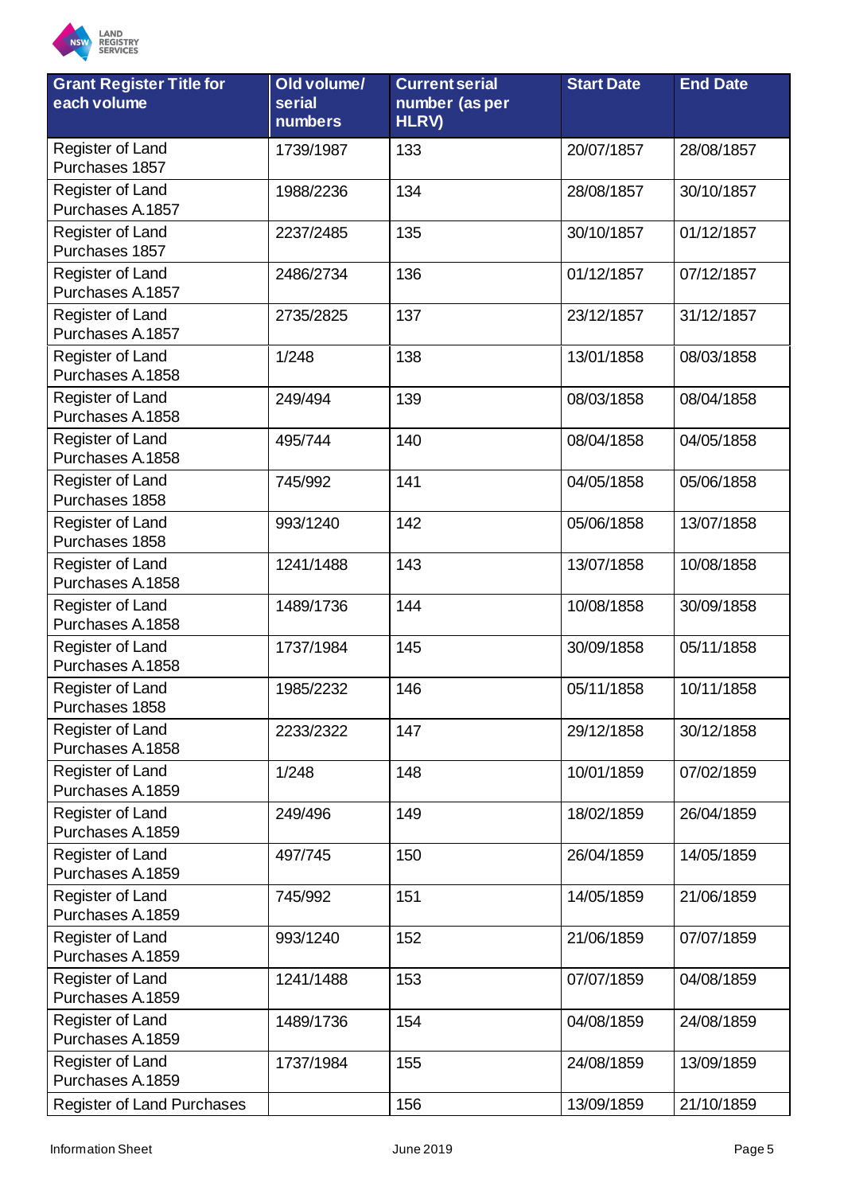| Grant Register Title for each volume | Old volume/ serial numbers | Current serial number (as per HLRV) | Start Date | End Date |
|---|---|---|---|---|
| Register of Land Purchases 1857 | 1739/1987 | 133 | 20/07/1857 | 28/08/1857 |
| Register of Land Purchases A.1857 | 1988/2236 | 134 | 28/08/1857 | 30/10/1857 |
| Register of Land Purchases 1857 | 2237/2485 | 135 | 30/10/1857 | 01/12/1857 |
| Register of Land Purchases A.1857 | 2486/2734 | 136 | 01/12/1857 | 07/12/1857 |
| Register of Land Purchases A.1857 | 2735/2825 | 137 | 23/12/1857 | 31/12/1857 |
| Register of Land Purchases A.1858 | 1/248 | 138 | 13/01/1858 | 08/03/1858 |
| Register of Land Purchases A.1858 | 249/494 | 139 | 08/03/1858 | 08/04/1858 |
| Register of Land Purchases A.1858 | 495/744 | 140 | 08/04/1858 | 04/05/1858 |
| Register of Land Purchases 1858 | 745/992 | 141 | 04/05/1858 | 05/06/1858 |
| Register of Land Purchases 1858 | 993/1240 | 142 | 05/06/1858 | 13/07/1858 |
| Register of Land Purchases A.1858 | 1241/1488 | 143 | 13/07/1858 | 10/08/1858 |
| Register of Land Purchases A.1858 | 1489/1736 | 144 | 10/08/1858 | 30/09/1858 |
| Register of Land Purchases A.1858 | 1737/1984 | 145 | 30/09/1858 | 05/11/1858 |
| Register of Land Purchases 1858 | 1985/2232 | 146 | 05/11/1858 | 10/11/1858 |
| Register of Land Purchases A.1858 | 2233/2322 | 147 | 29/12/1858 | 30/12/1858 |
| Register of Land Purchases A.1859 | 1/248 | 148 | 10/01/1859 | 07/02/1859 |
| Register of Land Purchases A.1859 | 249/496 | 149 | 18/02/1859 | 26/04/1859 |
| Register of Land Purchases A.1859 | 497/745 | 150 | 26/04/1859 | 14/05/1859 |
| Register of Land Purchases A.1859 | 745/992 | 151 | 14/05/1859 | 21/06/1859 |
| Register of Land Purchases A.1859 | 993/1240 | 152 | 21/06/1859 | 07/07/1859 |
| Register of Land Purchases A.1859 | 1241/1488 | 153 | 07/07/1859 | 04/08/1859 |
| Register of Land Purchases A.1859 | 1489/1736 | 154 | 04/08/1859 | 24/08/1859 |
| Register of Land Purchases A.1859 | 1737/1984 | 155 | 24/08/1859 | 13/09/1859 |
| Register of Land Purchases | | 156 | 13/09/1859 | 21/10/1859 |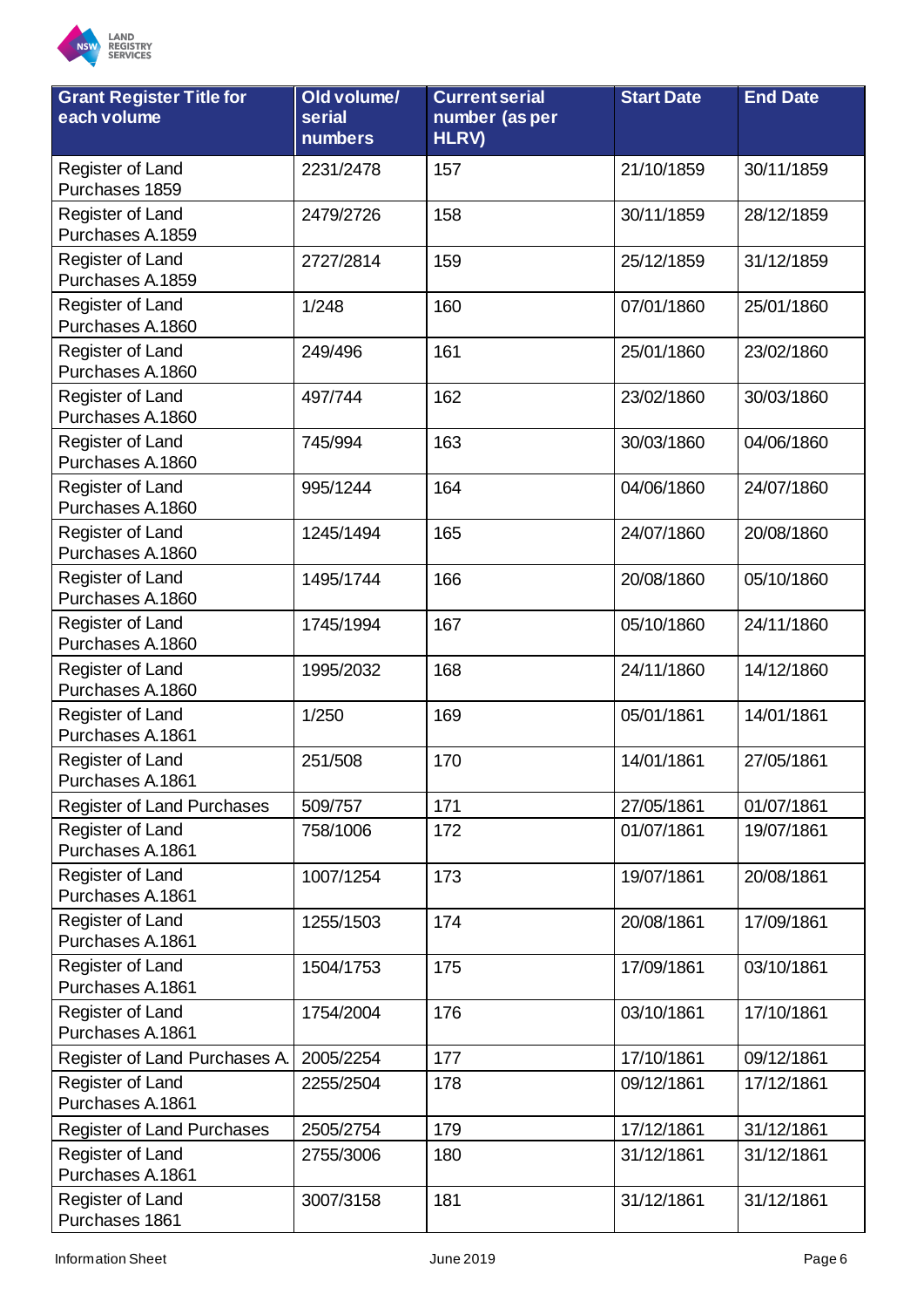| Grant Register Title for each volume | Old volume/ serial numbers | Current serial number (as per HLRV) | Start Date | End Date |
|---|---|---|---|---|
| Register of Land Purchases 1859 | 2231/2478 | 157 | 21/10/1859 | 30/11/1859 |
| Register of Land Purchases A.1859 | 2479/2726 | 158 | 30/11/1859 | 28/12/1859 |
| Register of Land Purchases A.1859 | 2727/2814 | 159 | 25/12/1859 | 31/12/1859 |
| Register of Land Purchases A.1860 | 1/248 | 160 | 07/01/1860 | 25/01/1860 |
| Register of Land Purchases A.1860 | 249/496 | 161 | 25/01/1860 | 23/02/1860 |
| Register of Land Purchases A.1860 | 497/744 | 162 | 23/02/1860 | 30/03/1860 |
| Register of Land Purchases A.1860 | 745/994 | 163 | 30/03/1860 | 04/06/1860 |
| Register of Land Purchases A.1860 | 995/1244 | 164 | 04/06/1860 | 24/07/1860 |
| Register of Land Purchases A.1860 | 1245/1494 | 165 | 24/07/1860 | 20/08/1860 |
| Register of Land Purchases A.1860 | 1495/1744 | 166 | 20/08/1860 | 05/10/1860 |
| Register of Land Purchases A.1860 | 1745/1994 | 167 | 05/10/1860 | 24/11/1860 |
| Register of Land Purchases A.1860 | 1995/2032 | 168 | 24/11/1860 | 14/12/1860 |
| Register of Land Purchases A.1861 | 1/250 | 169 | 05/01/1861 | 14/01/1861 |
| Register of Land Purchases A.1861 | 251/508 | 170 | 14/01/1861 | 27/05/1861 |
| Register of Land Purchases | 509/757 | 171 | 27/05/1861 | 01/07/1861 |
| Register of Land Purchases A.1861 | 758/1006 | 172 | 01/07/1861 | 19/07/1861 |
| Register of Land Purchases A.1861 | 1007/1254 | 173 | 19/07/1861 | 20/08/1861 |
| Register of Land Purchases A.1861 | 1255/1503 | 174 | 20/08/1861 | 17/09/1861 |
| Register of Land Purchases A.1861 | 1504/1753 | 175 | 17/09/1861 | 03/10/1861 |
| Register of Land Purchases A.1861 | 1754/2004 | 176 | 03/10/1861 | 17/10/1861 |
| Register of Land Purchases A. | 2005/2254 | 177 | 17/10/1861 | 09/12/1861 |
| Register of Land Purchases A.1861 | 2255/2504 | 178 | 09/12/1861 | 17/12/1861 |
| Register of Land Purchases | 2505/2754 | 179 | 17/12/1861 | 31/12/1861 |
| Register of Land Purchases A.1861 | 2755/3006 | 180 | 31/12/1861 | 31/12/1861 |
| Register of Land Purchases 1861 | 3007/3158 | 181 | 31/12/1861 | 31/12/1861 |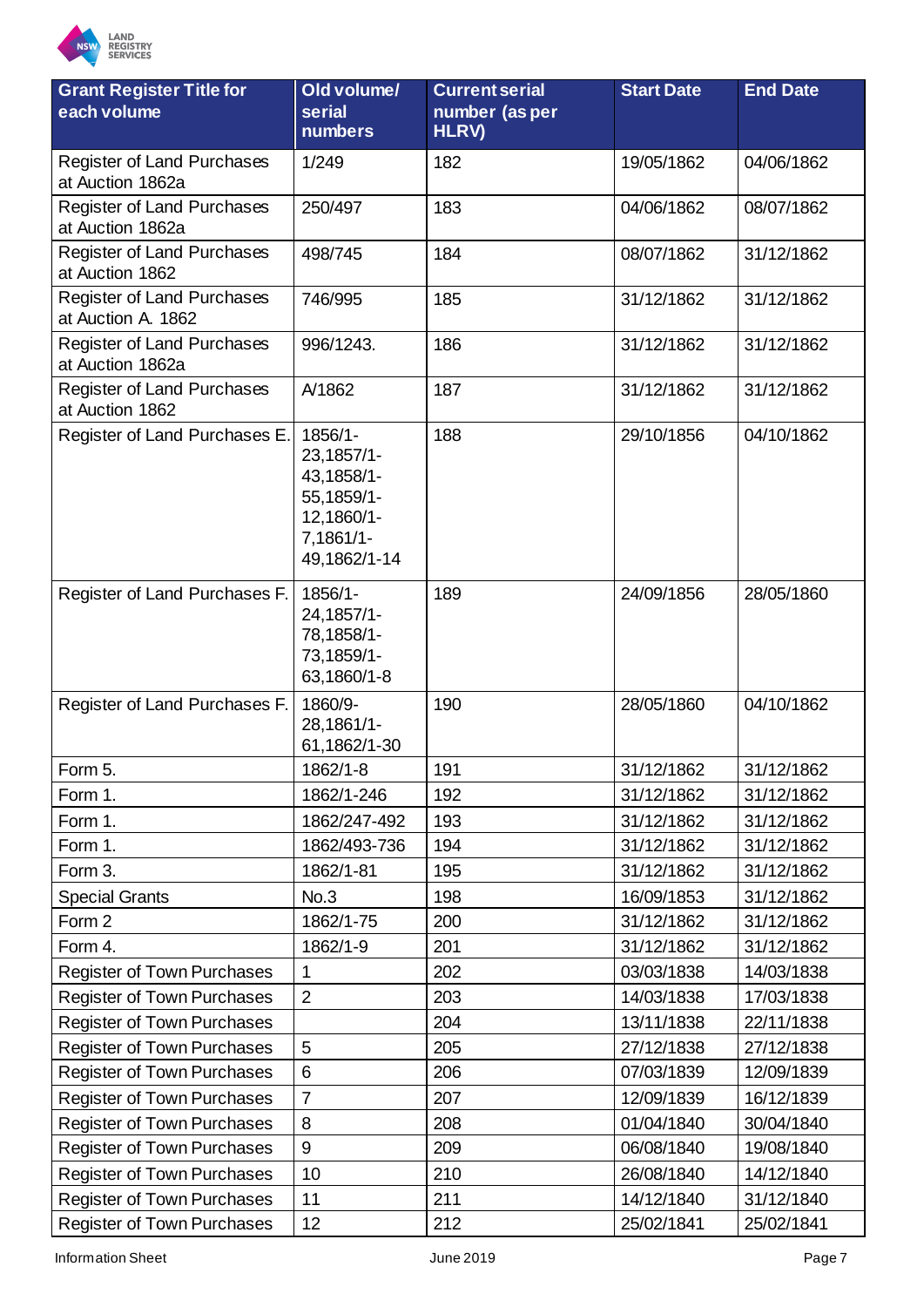| Grant Register Title for each volume | Old volume/ serial numbers | Current serial number (as per HLRV) | Start Date | End Date |
|---|---|---|---|---|
| Register of Land Purchases at Auction 1862a | 1/249 | 182 | 19/05/1862 | 04/06/1862 |
| Register of Land Purchases at Auction 1862a | 250/497 | 183 | 04/06/1862 | 08/07/1862 |
| Register of Land Purchases at Auction 1862 | 498/745 | 184 | 08/07/1862 | 31/12/1862 |
| Register of Land Purchases at Auction A. 1862 | 746/995 | 185 | 31/12/1862 | 31/12/1862 |
| Register of Land Purchases at Auction 1862a | 996/1243. | 186 | 31/12/1862 | 31/12/1862 |
| Register of Land Purchases at Auction 1862 | A/1862 | 187 | 31/12/1862 | 31/12/1862 |
| Register of Land Purchases E. | 1856/1-23,1857/1-43,1858/1-55,1859/1-12,1860/1-7,1861/1-49,1862/1-14 | 188 | 29/10/1856 | 04/10/1862 |
| Register of Land Purchases F. | 1856/1-24,1857/1-78,1858/1-73,1859/1-63,1860/1-8 | 189 | 24/09/1856 | 28/05/1860 |
| Register of Land Purchases F. | 1860/9-28,1861/1-61,1862/1-30 | 190 | 28/05/1860 | 04/10/1862 |
| Form 5. | 1862/1-8 | 191 | 31/12/1862 | 31/12/1862 |
| Form 1. | 1862/1-246 | 192 | 31/12/1862 | 31/12/1862 |
| Form 1. | 1862/247-492 | 193 | 31/12/1862 | 31/12/1862 |
| Form 1. | 1862/493-736 | 194 | 31/12/1862 | 31/12/1862 |
| Form 3. | 1862/1-81 | 195 | 31/12/1862 | 31/12/1862 |
| Special Grants | No.3 | 198 | 16/09/1853 | 31/12/1862 |
| Form 2 | 1862/1-75 | 200 | 31/12/1862 | 31/12/1862 |
| Form 4. | 1862/1-9 | 201 | 31/12/1862 | 31/12/1862 |
| Register of Town Purchases | 1 | 202 | 03/03/1838 | 14/03/1838 |
| Register of Town Purchases | 2 | 203 | 14/03/1838 | 17/03/1838 |
| Register of Town Purchases | | 204 | 13/11/1838 | 22/11/1838 |
| Register of Town Purchases | 5 | 205 | 27/12/1838 | 27/12/1838 |
| Register of Town Purchases | 6 | 206 | 07/03/1839 | 12/09/1839 |
| Register of Town Purchases | 7 | 207 | 12/09/1839 | 16/12/1839 |
| Register of Town Purchases | 8 | 208 | 01/04/1840 | 30/04/1840 |
| Register of Town Purchases | 9 | 209 | 06/08/1840 | 19/08/1840 |
| Register of Town Purchases | 10 | 210 | 26/08/1840 | 14/12/1840 |
| Register of Town Purchases | 11 | 211 | 14/12/1840 | 31/12/1840 |
| Register of Town Purchases | 12 | 212 | 25/02/1841 | 25/02/1841 |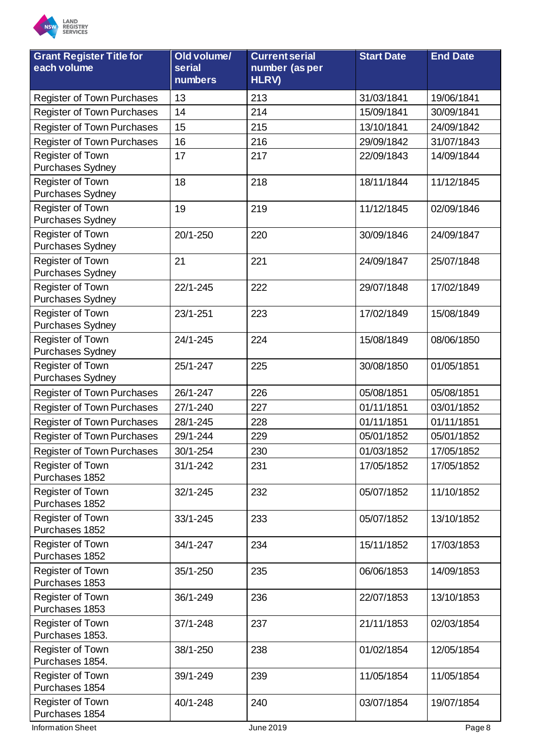| Grant Register Title for each volume | Old volume/ serial numbers | Current serial number (as per HLRV) | Start Date | End Date |
|---|---|---|---|---|
| Register of Town Purchases | 13 | 213 | 31/03/1841 | 19/06/1841 |
| Register of Town Purchases | 14 | 214 | 15/09/1841 | 30/09/1841 |
| Register of Town Purchases | 15 | 215 | 13/10/1841 | 24/09/1842 |
| Register of Town Purchases | 16 | 216 | 29/09/1842 | 31/07/1843 |
| Register of Town Purchases Sydney | 17 | 217 | 22/09/1843 | 14/09/1844 |
| Register of Town Purchases Sydney | 18 | 218 | 18/11/1844 | 11/12/1845 |
| Register of Town Purchases Sydney | 19 | 219 | 11/12/1845 | 02/09/1846 |
| Register of Town Purchases Sydney | 20/1-250 | 220 | 30/09/1846 | 24/09/1847 |
| Register of Town Purchases Sydney | 21 | 221 | 24/09/1847 | 25/07/1848 |
| Register of Town Purchases Sydney | 22/1-245 | 222 | 29/07/1848 | 17/02/1849 |
| Register of Town Purchases Sydney | 23/1-251 | 223 | 17/02/1849 | 15/08/1849 |
| Register of Town Purchases Sydney | 24/1-245 | 224 | 15/08/1849 | 08/06/1850 |
| Register of Town Purchases Sydney | 25/1-247 | 225 | 30/08/1850 | 01/05/1851 |
| Register of Town Purchases | 26/1-247 | 226 | 05/08/1851 | 05/08/1851 |
| Register of Town Purchases | 27/1-240 | 227 | 01/11/1851 | 03/01/1852 |
| Register of Town Purchases | 28/1-245 | 228 | 01/11/1851 | 01/11/1851 |
| Register of Town Purchases | 29/1-244 | 229 | 05/01/1852 | 05/01/1852 |
| Register of Town Purchases | 30/1-254 | 230 | 01/03/1852 | 17/05/1852 |
| Register of Town Purchases 1852 | 31/1-242 | 231 | 17/05/1852 | 17/05/1852 |
| Register of Town Purchases 1852 | 32/1-245 | 232 | 05/07/1852 | 11/10/1852 |
| Register of Town Purchases 1852 | 33/1-245 | 233 | 05/07/1852 | 13/10/1852 |
| Register of Town Purchases 1852 | 34/1-247 | 234 | 15/11/1852 | 17/03/1853 |
| Register of Town Purchases 1853 | 35/1-250 | 235 | 06/06/1853 | 14/09/1853 |
| Register of Town Purchases 1853 | 36/1-249 | 236 | 22/07/1853 | 13/10/1853 |
| Register of Town Purchases 1853. | 37/1-248 | 237 | 21/11/1853 | 02/03/1854 |
| Register of Town Purchases 1854. | 38/1-250 | 238 | 01/02/1854 | 12/05/1854 |
| Register of Town Purchases 1854 | 39/1-249 | 239 | 11/05/1854 | 11/05/1854 |
| Register of Town Purchases 1854 | 40/1-248 | 240 | 03/07/1854 | 19/07/1854 |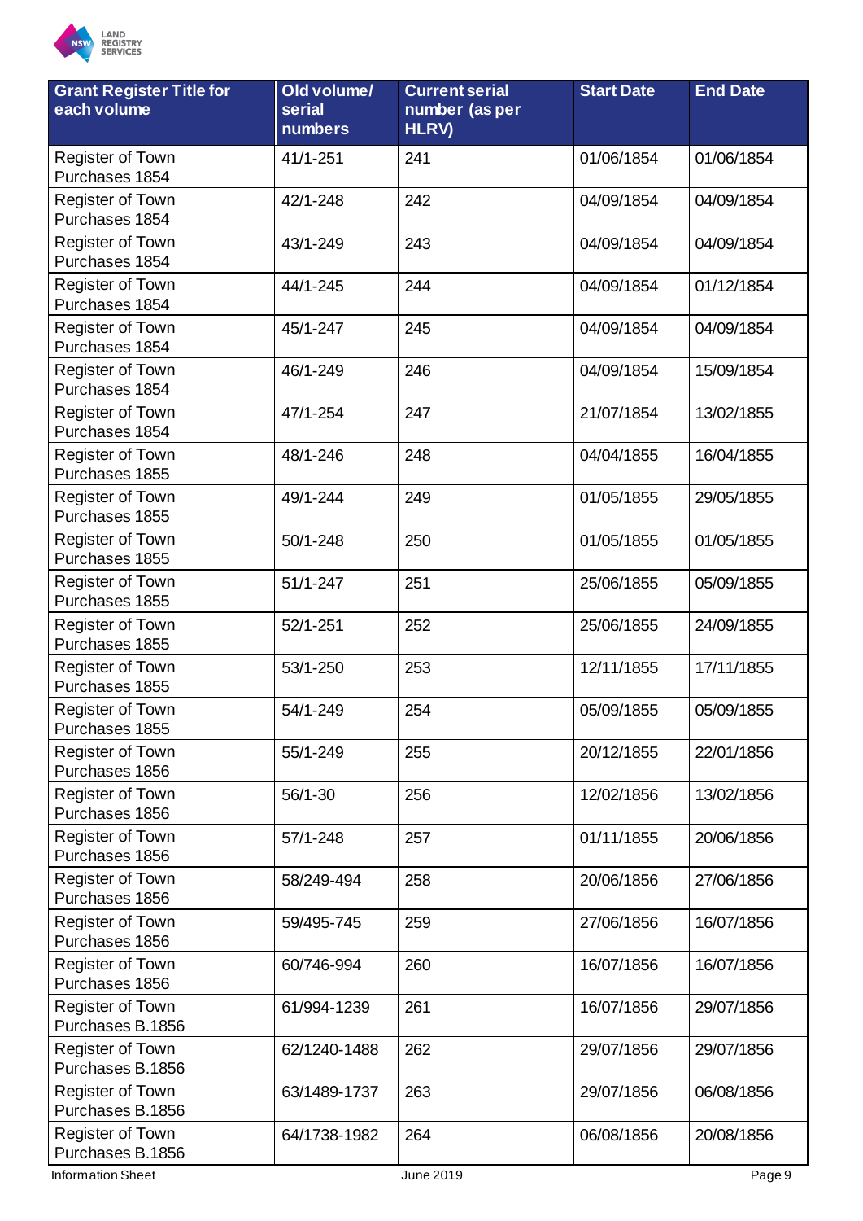| Grant Register Title for each volume | Old volume/ serial numbers | Current serial number (as per HLRV) | Start Date | End Date |
|---|---|---|---|---|
| Register of Town Purchases 1854 | 41/1-251 | 241 | 01/06/1854 | 01/06/1854 |
| Register of Town Purchases 1854 | 42/1-248 | 242 | 04/09/1854 | 04/09/1854 |
| Register of Town Purchases 1854 | 43/1-249 | 243 | 04/09/1854 | 04/09/1854 |
| Register of Town Purchases 1854 | 44/1-245 | 244 | 04/09/1854 | 01/12/1854 |
| Register of Town Purchases 1854 | 45/1-247 | 245 | 04/09/1854 | 04/09/1854 |
| Register of Town Purchases 1854 | 46/1-249 | 246 | 04/09/1854 | 15/09/1854 |
| Register of Town Purchases 1854 | 47/1-254 | 247 | 21/07/1854 | 13/02/1855 |
| Register of Town Purchases 1855 | 48/1-246 | 248 | 04/04/1855 | 16/04/1855 |
| Register of Town Purchases 1855 | 49/1-244 | 249 | 01/05/1855 | 29/05/1855 |
| Register of Town Purchases 1855 | 50/1-248 | 250 | 01/05/1855 | 01/05/1855 |
| Register of Town Purchases 1855 | 51/1-247 | 251 | 25/06/1855 | 05/09/1855 |
| Register of Town Purchases 1855 | 52/1-251 | 252 | 25/06/1855 | 24/09/1855 |
| Register of Town Purchases 1855 | 53/1-250 | 253 | 12/11/1855 | 17/11/1855 |
| Register of Town Purchases 1855 | 54/1-249 | 254 | 05/09/1855 | 05/09/1855 |
| Register of Town Purchases 1856 | 55/1-249 | 255 | 20/12/1855 | 22/01/1856 |
| Register of Town Purchases 1856 | 56/1-30 | 256 | 12/02/1856 | 13/02/1856 |
| Register of Town Purchases 1856 | 57/1-248 | 257 | 01/11/1855 | 20/06/1856 |
| Register of Town Purchases 1856 | 58/249-494 | 258 | 20/06/1856 | 27/06/1856 |
| Register of Town Purchases 1856 | 59/495-745 | 259 | 27/06/1856 | 16/07/1856 |
| Register of Town Purchases 1856 | 60/746-994 | 260 | 16/07/1856 | 16/07/1856 |
| Register of Town Purchases B.1856 | 61/994-1239 | 261 | 16/07/1856 | 29/07/1856 |
| Register of Town Purchases B.1856 | 62/1240-1488 | 262 | 29/07/1856 | 29/07/1856 |
| Register of Town Purchases B.1856 | 63/1489-1737 | 263 | 29/07/1856 | 06/08/1856 |
| Register of Town Purchases B.1856 | 64/1738-1982 | 264 | 06/08/1856 | 20/08/1856 |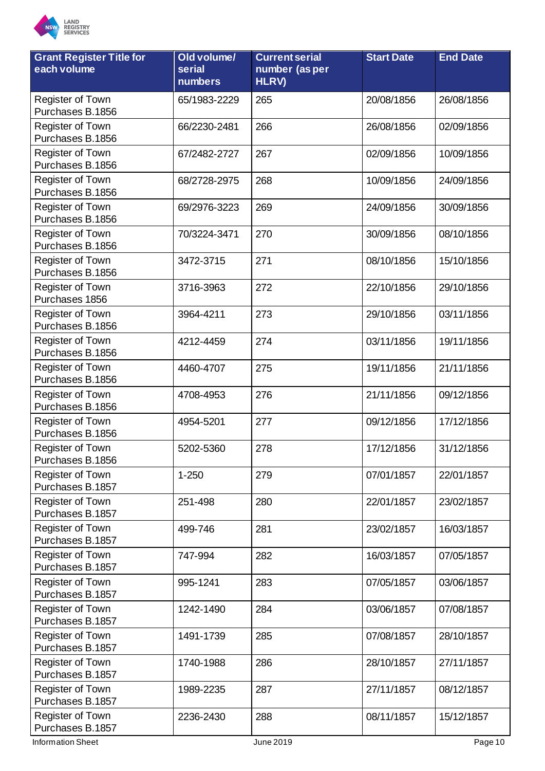| Grant Register Title for each volume | Old volume/ serial numbers | Current serial number (as per HLRV) | Start Date | End Date |
|---|---|---|---|---|
| Register of Town Purchases B.1856 | 65/1983-2229 | 265 | 20/08/1856 | 26/08/1856 |
| Register of Town Purchases B.1856 | 66/2230-2481 | 266 | 26/08/1856 | 02/09/1856 |
| Register of Town Purchases B.1856 | 67/2482-2727 | 267 | 02/09/1856 | 10/09/1856 |
| Register of Town Purchases B.1856 | 68/2728-2975 | 268 | 10/09/1856 | 24/09/1856 |
| Register of Town Purchases B.1856 | 69/2976-3223 | 269 | 24/09/1856 | 30/09/1856 |
| Register of Town Purchases B.1856 | 70/3224-3471 | 270 | 30/09/1856 | 08/10/1856 |
| Register of Town Purchases B.1856 | 3472-3715 | 271 | 08/10/1856 | 15/10/1856 |
| Register of Town Purchases 1856 | 3716-3963 | 272 | 22/10/1856 | 29/10/1856 |
| Register of Town Purchases B.1856 | 3964-4211 | 273 | 29/10/1856 | 03/11/1856 |
| Register of Town Purchases B.1856 | 4212-4459 | 274 | 03/11/1856 | 19/11/1856 |
| Register of Town Purchases B.1856 | 4460-4707 | 275 | 19/11/1856 | 21/11/1856 |
| Register of Town Purchases B.1856 | 4708-4953 | 276 | 21/11/1856 | 09/12/1856 |
| Register of Town Purchases B.1856 | 4954-5201 | 277 | 09/12/1856 | 17/12/1856 |
| Register of Town Purchases B.1856 | 5202-5360 | 278 | 17/12/1856 | 31/12/1856 |
| Register of Town Purchases B.1857 | 1-250 | 279 | 07/01/1857 | 22/01/1857 |
| Register of Town Purchases B.1857 | 251-498 | 280 | 22/01/1857 | 23/02/1857 |
| Register of Town Purchases B.1857 | 499-746 | 281 | 23/02/1857 | 16/03/1857 |
| Register of Town Purchases B.1857 | 747-994 | 282 | 16/03/1857 | 07/05/1857 |
| Register of Town Purchases B.1857 | 995-1241 | 283 | 07/05/1857 | 03/06/1857 |
| Register of Town Purchases B.1857 | 1242-1490 | 284 | 03/06/1857 | 07/08/1857 |
| Register of Town Purchases B.1857 | 1491-1739 | 285 | 07/08/1857 | 28/10/1857 |
| Register of Town Purchases B.1857 | 1740-1988 | 286 | 28/10/1857 | 27/11/1857 |
| Register of Town Purchases B.1857 | 1989-2235 | 287 | 27/11/1857 | 08/12/1857 |
| Register of Town Purchases B.1857 | 2236-2430 | 288 | 08/11/1857 | 15/12/1857 |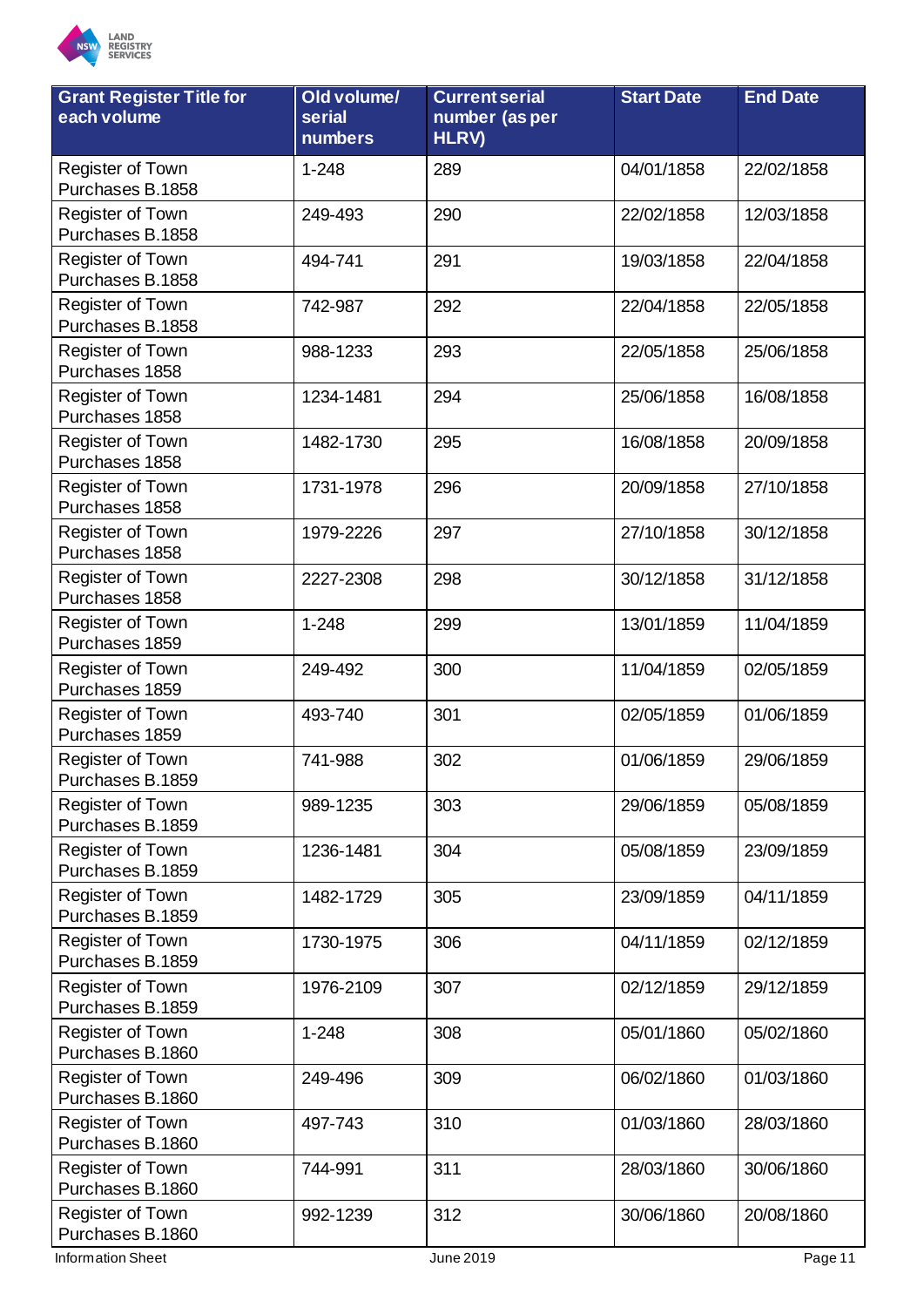| Grant Register Title for each volume | Old volume/ serial numbers | Current serial number (as per HLRV) | Start Date | End Date |
|---|---|---|---|---|
| Register of Town Purchases B.1858 | 1-248 | 289 | 04/01/1858 | 22/02/1858 |
| Register of Town Purchases B.1858 | 249-493 | 290 | 22/02/1858 | 12/03/1858 |
| Register of Town Purchases B.1858 | 494-741 | 291 | 19/03/1858 | 22/04/1858 |
| Register of Town Purchases B.1858 | 742-987 | 292 | 22/04/1858 | 22/05/1858 |
| Register of Town Purchases 1858 | 988-1233 | 293 | 22/05/1858 | 25/06/1858 |
| Register of Town Purchases 1858 | 1234-1481 | 294 | 25/06/1858 | 16/08/1858 |
| Register of Town Purchases 1858 | 1482-1730 | 295 | 16/08/1858 | 20/09/1858 |
| Register of Town Purchases 1858 | 1731-1978 | 296 | 20/09/1858 | 27/10/1858 |
| Register of Town Purchases 1858 | 1979-2226 | 297 | 27/10/1858 | 30/12/1858 |
| Register of Town Purchases 1858 | 2227-2308 | 298 | 30/12/1858 | 31/12/1858 |
| Register of Town Purchases 1859 | 1-248 | 299 | 13/01/1859 | 11/04/1859 |
| Register of Town Purchases 1859 | 249-492 | 300 | 11/04/1859 | 02/05/1859 |
| Register of Town Purchases 1859 | 493-740 | 301 | 02/05/1859 | 01/06/1859 |
| Register of Town Purchases B.1859 | 741-988 | 302 | 01/06/1859 | 29/06/1859 |
| Register of Town Purchases B.1859 | 989-1235 | 303 | 29/06/1859 | 05/08/1859 |
| Register of Town Purchases B.1859 | 1236-1481 | 304 | 05/08/1859 | 23/09/1859 |
| Register of Town Purchases B.1859 | 1482-1729 | 305 | 23/09/1859 | 04/11/1859 |
| Register of Town Purchases B.1859 | 1730-1975 | 306 | 04/11/1859 | 02/12/1859 |
| Register of Town Purchases B.1859 | 1976-2109 | 307 | 02/12/1859 | 29/12/1859 |
| Register of Town Purchases B.1860 | 1-248 | 308 | 05/01/1860 | 05/02/1860 |
| Register of Town Purchases B.1860 | 249-496 | 309 | 06/02/1860 | 01/03/1860 |
| Register of Town Purchases B.1860 | 497-743 | 310 | 01/03/1860 | 28/03/1860 |
| Register of Town Purchases B.1860 | 744-991 | 311 | 28/03/1860 | 30/06/1860 |
| Register of Town Purchases B.1860 | 992-1239 | 312 | 30/06/1860 | 20/08/1860 |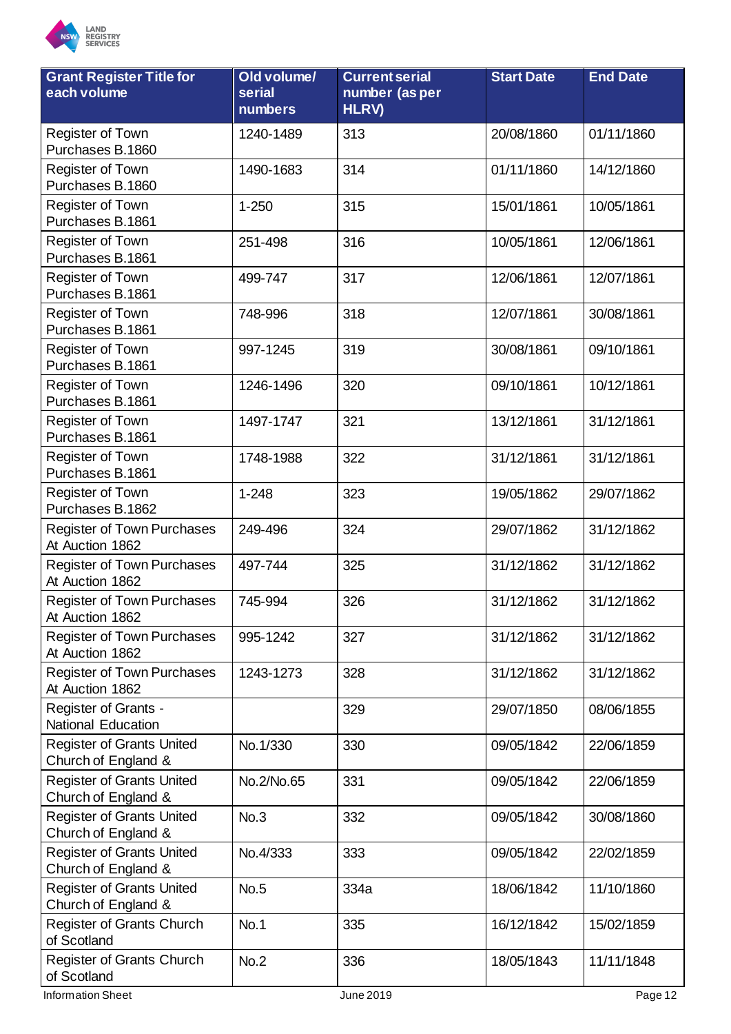| Grant Register Title for each volume | Old volume/ serial numbers | Current serial number (as per HLRV) | Start Date | End Date |
|---|---|---|---|---|
| Register of Town Purchases B.1860 | 1240-1489 | 313 | 20/08/1860 | 01/11/1860 |
| Register of Town Purchases B.1860 | 1490-1683 | 314 | 01/11/1860 | 14/12/1860 |
| Register of Town Purchases B.1861 | 1-250 | 315 | 15/01/1861 | 10/05/1861 |
| Register of Town Purchases B.1861 | 251-498 | 316 | 10/05/1861 | 12/06/1861 |
| Register of Town Purchases B.1861 | 499-747 | 317 | 12/06/1861 | 12/07/1861 |
| Register of Town Purchases B.1861 | 748-996 | 318 | 12/07/1861 | 30/08/1861 |
| Register of Town Purchases B.1861 | 997-1245 | 319 | 30/08/1861 | 09/10/1861 |
| Register of Town Purchases B.1861 | 1246-1496 | 320 | 09/10/1861 | 10/12/1861 |
| Register of Town Purchases B.1861 | 1497-1747 | 321 | 13/12/1861 | 31/12/1861 |
| Register of Town Purchases B.1861 | 1748-1988 | 322 | 31/12/1861 | 31/12/1861 |
| Register of Town Purchases B.1862 | 1-248 | 323 | 19/05/1862 | 29/07/1862 |
| Register of Town Purchases At Auction 1862 | 249-496 | 324 | 29/07/1862 | 31/12/1862 |
| Register of Town Purchases At Auction 1862 | 497-744 | 325 | 31/12/1862 | 31/12/1862 |
| Register of Town Purchases At Auction 1862 | 745-994 | 326 | 31/12/1862 | 31/12/1862 |
| Register of Town Purchases At Auction 1862 | 995-1242 | 327 | 31/12/1862 | 31/12/1862 |
| Register of Town Purchases At Auction 1862 | 1243-1273 | 328 | 31/12/1862 | 31/12/1862 |
| Register of Grants - National Education | | 329 | 29/07/1850 | 08/06/1855 |
| Register of Grants United Church of England & | No.1/330 | 330 | 09/05/1842 | 22/06/1859 |
| Register of Grants United Church of England & | No.2/No.65 | 331 | 09/05/1842 | 22/06/1859 |
| Register of Grants United Church of England & | No.3 | 332 | 09/05/1842 | 30/08/1860 |
| Register of Grants United Church of England & | No.4/333 | 333 | 09/05/1842 | 22/02/1859 |
| Register of Grants United Church of England & | No.5 | 334a | 18/06/1842 | 11/10/1860 |
| Register of Grants Church of Scotland | No.1 | 335 | 16/12/1842 | 15/02/1859 |
| Register of Grants Church of Scotland | No.2 | 336 | 18/05/1843 | 11/11/1848 |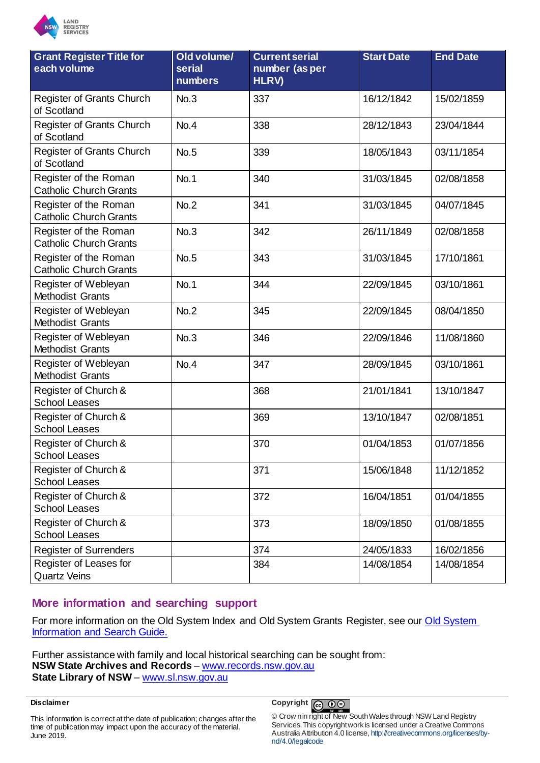| Grant Register Title for each volume | Old volume/ serial numbers | Current serial number (as per HLRV) | Start Date | End Date |
|---|---|---|---|---|
| Register of Grants Church of Scotland | No.3 | 337 | 16/12/1842 | 15/02/1859 |
| Register of Grants Church of Scotland | No.4 | 338 | 28/12/1843 | 23/04/1844 |
| Register of Grants Church of Scotland | No.5 | 339 | 18/05/1843 | 03/11/1854 |
| Register of the Roman Catholic Church Grants | No.1 | 340 | 31/03/1845 | 02/08/1858 |
| Register of the Roman Catholic Church Grants | No.2 | 341 | 31/03/1845 | 04/07/1845 |
| Register of the Roman Catholic Church Grants | No.3 | 342 | 26/11/1849 | 02/08/1858 |
| Register of the Roman Catholic Church Grants | No.5 | 343 | 31/03/1845 | 17/10/1861 |
| Register of Webleyan Methodist Grants | No.1 | 344 | 22/09/1845 | 03/10/1861 |
| Register of Webleyan Methodist Grants | No.2 | 345 | 22/09/1845 | 08/04/1850 |
| Register of Webleyan Methodist Grants | No.3 | 346 | 22/09/1846 | 11/08/1860 |
| Register of Webleyan Methodist Grants | No.4 | 347 | 28/09/1845 | 03/10/1861 |
| Register of Church & School Leases | | 368 | 21/01/1841 | 13/10/1847 |
| Register of Church & School Leases | | 369 | 13/10/1847 | 02/08/1851 |
| Register of Church & School Leases | | 370 | 01/04/1853 | 01/07/1856 |
| Register of Church & School Leases | | 371 | 15/06/1848 | 11/12/1852 |
| Register of Church & School Leases | | 372 | 16/04/1851 | 01/04/1855 |
| Register of Church & School Leases | | 373 | 18/09/1850 | 01/08/1855 |
| Register of Surrenders | | 374 | 24/05/1833 | 16/02/1856 |
| Register of Leases for Quartz Veins | | 384 | 14/08/1854 | 14/08/1854 |

## More information and searching support

For more information on the Old System Index and Old System Grants Register, see our [Old System Information and Search Guide.]()

Further assistance with family and local historical searching can be sought from:
**NSW State Archives and Records** – [www.records.nsw.gov.au](www.records.nsw.gov.au)
**State Library of NSW** – [www.sl.nsw.gov.au](www.sl.nsw.gov.au)

**Disclaimer**

This information is correct at the date of publication; changes after the time of publication may impact upon the accuracy of the material. June 2019.

**Copyright**

© Crown in right of New South Wales through NSW Land Registry Services. This copyright work is licensed under a Creative Commons Australia Attribution 4.0 license, http://creativecommons.org/licenses/by-nd/4.0/legalcode